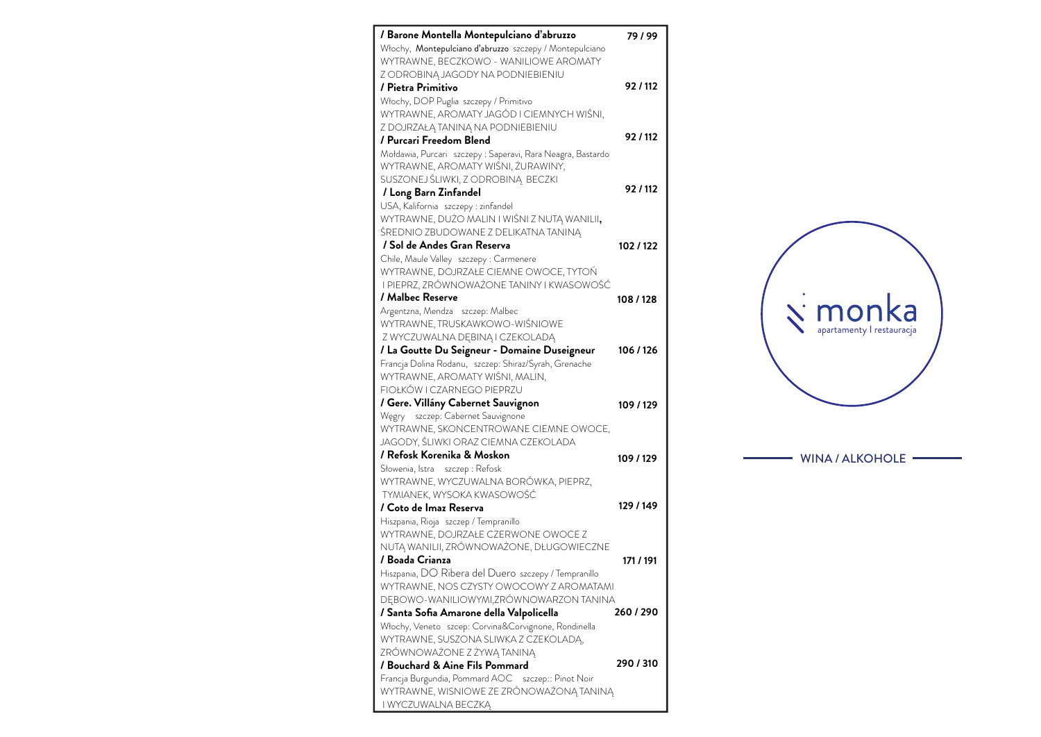**/ Barone Montella Montepulciano d'abruzzo** 79 / 99
Włochy, **Montepulciano d'abruzzo** szczepy / Montepulciano
WYTRAWNE, BECZKOWO - WANILIOWE AROMATY
Z ODROBINĄ JAGODY NA PODNIEBIENIU

**/ Pietra Primitivo** 92 / 112
Włochy, DOP Puglia szczepy / Primitivo
WYTRAWNE, AROMATY JAGÓD I CIEMNYCH WIŚNI,
Z DOJRZAŁĄ TANINĄ NA PODNIEBIENIU

**/ Purcari Freedom Blend** 92 / 112
Mołdawia, Purcari szczepy : Saperavi, Rara Neagra, Bastardo
WYTRAWNE, AROMATY WIŚNI, ŻURAWINY,
SUSZONEJ ŚLIWKI, Z ODROBINĄ BECZKI

**/ Long Barn Zinfandel** 92 / 112
USA, Kalifornia szczepy : zinfandel
WYTRAWNE, DUŻO MALIN I WIŚNI Z NUTĄ WANILII,
ŚREDNIO ZBUDOWANE Z DELIKATNA TANINĄ

**/ Sol de Andes Gran Reserva** 102 / 122
Chile, Maule Valley szczepy : Carmenere
WYTRAWNE, DOJRZAŁE CIEMNE OWOCE, TYTOŃ
I PIEPRZ, ZRÓWNOWAŻONE TANINY I KWASOWOŚĆ

**/ Malbec Reserve** 108 / 128
Argentzna, Mendza szczep: Malbec
WYTRAWNE, TRUSKAWKOWO-WIŚNIOWE
Z WYCZUWALNA DĘBINĄ I CZEKOLADĄ

**/ La Goutte Du Seigneur - Domaine Duseigneur** 106 / 126
Francja Dolina Rodanu, szczep: Shiraz/Syrah, Grenache
WYTRAWNE, AROMATY WIŚNI, MALIN,
FIOŁKÓW I CZARNEGO PIEPRZU

**/ Gere. Villány Cabernet Sauvignon** 109 / 129
Węgry szczep: Cabernet Sauvignone
WYTRAWNE, SKONCENTROWANE CIEMNE OWOCE,
JAGODY, ŚLIWKI ORAZ CIEMNA CZEKOLADA

**/ Refosk Korenika & Moskon** 109 / 129
Słowenia, Istra szczep : Refosk
WYTRAWNE, WYCZUWALNA BORÓWKA, PIEPRZ,
TYMIANEK, WYSOKA KWASOWOŚĆ

**/ Coto de Imaz Reserva** 129 / 149
Hiszpania, Rioja szczep / Tempranillo
WYTRAWNE, DOJRZAŁE CZERWONE OWOCE Z
NUTĄ WANILII, ZRÓWNOWAŻONE, DŁUGOWIECZNE

**/ Boada Crianza** 171 / 191
Hiszpania, DO Ribera del Duero szczepy / Tempranillo
WYTRAWNE, NOS CZYSTY OWOCOWY Z AROMATAMI
DĘBOWO-WANILIOWYMI,ZRÓWNOWARZON TANINA

**/ Santa Sofia Amarone della Valpolicella** 260 / 290
Włochy, Veneto szcep: Corvina&Corvignone, Rondinella
WYTRAWNE, SUSZONA SLIWKA Z CZEKOLADĄ,
ZRÓWNOWAŻONE Z ŻYWĄ TANINĄ

**/ Bouchard & Aine Fils Pommard** 290 / 310
Francja Burgundia, Pommard AOC szczep:: Pinot Noir
WYTRAWNE, WISNIOWE ZE ZRÓNOWAŻONĄ TANINĄ
I WYCZUWALNA BECZKĄ

monka
apartamenty I restauracja

## WINA / ALKOHOLE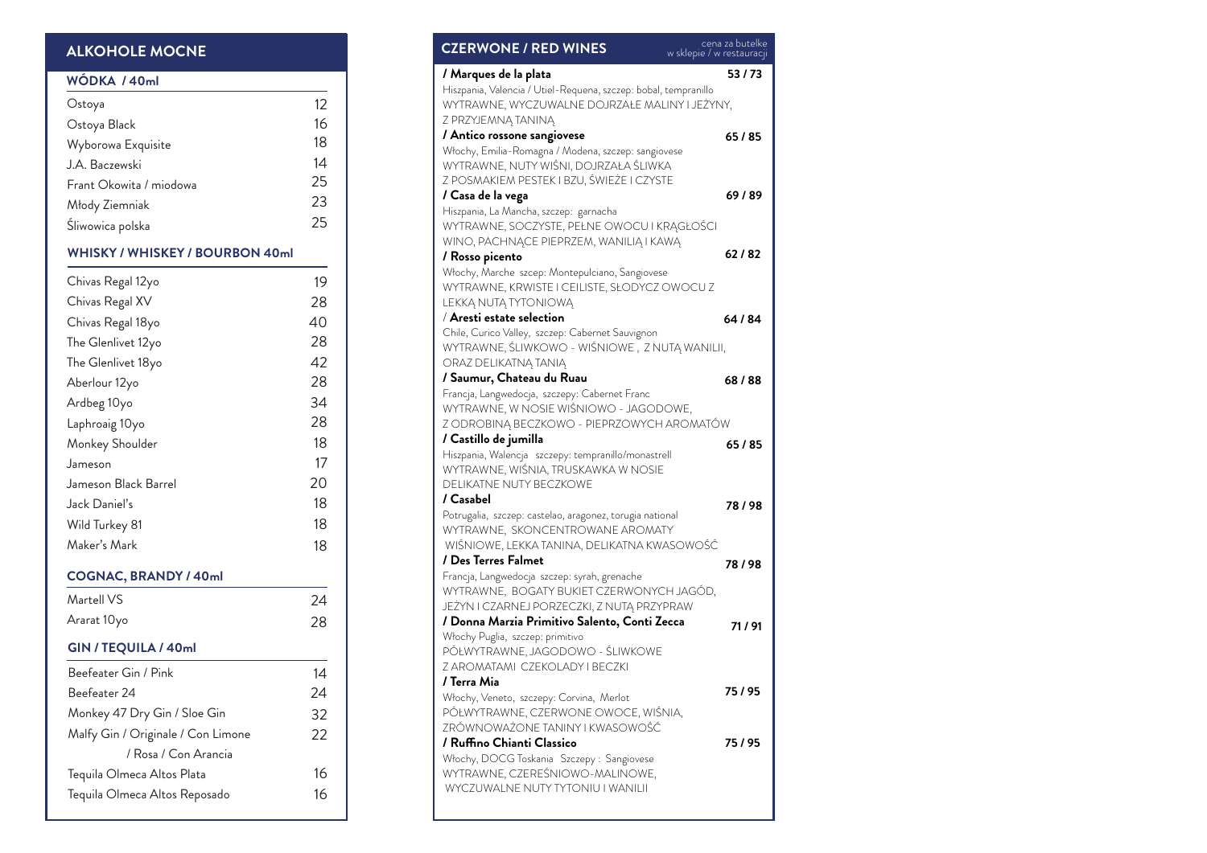## ALKOHOLE MOCNE

### WÓDKA / 40ml

| | |
|---|---|
| Ostoya | 12 |
| Ostoya Black | 16 |
| Wyborowa Exquisite | 18 |
| J.A. Baczewski | 14 |
| Frant Okowita / miodowa | 25 |
| Młody Ziemniak | 23 |
| Śliwowica polska | 25 |

### WHISKY / WHISKEY / BOURBON 40ml

| | |
|---|---|
| Chivas Regal 12yo | 19 |
| Chivas Regal XV | 28 |
| Chivas Regal 18yo | 40 |
| The Glenlivet 12yo | 28 |
| The Glenlivet 18yo | 42 |
| Aberlour 12yo | 28 |
| Ardbeg 10yo | 34 |
| Laphroaig 10yo | 28 |
| Monkey Shoulder | 18 |
| Jameson | 17 |
| Jameson Black Barrel | 20 |
| Jack Daniel's | 18 |
| Wild Turkey 81 | 18 |
| Maker's Mark | 18 |

### COGNAC, BRANDY / 40ml

| | |
|---|---|
| Martell VS | 24 |
| Ararat 10yo | 28 |

### GIN / TEQUILA / 40ml

| | |
|---|---|
| Beefeater Gin / Pink | 14 |
| Beefeater 24 | 24 |
| Monkey 47 Dry Gin / Sloe Gin | 32 |
| Malfy Gin / Originale / Con Limone / Rosa / Con Arancia | 22 |
| Tequila Olmeca Altos Plata | 16 |
| Tequila Olmeca Altos Reposado | 16 |

## CZERWONE / RED WINES

cena za butelkę w sklepie / w restauracji

**/ Marques de la plata** — **53 / 73**
Hiszpania, Valencia / Utiel-Requena, szczep: bobal, tempranillo
WYTRAWNE, WYCZUWALNE DOJRZAŁE MALINY I JEŻYNY, Z PRZYJEMNĄ TANINĄ

**/ Antico rossone sangiovese** — **65 / 85**
Włochy, Emilia-Romagna / Modena, szczep: sangiovese
WYTRAWNE, NUTY WIŚNI, DOJRZAŁA ŚLIWKA Z POSMAKIEM PESTEK I BZU, ŚWIEŻE I CZYSTE

**/ Casa de la vega** — **69 / 89**
Hiszpania, La Mancha, szczep: garnacha
WYTRAWNE, SOCZYSTE, PEŁNE OWOCU I KRĄGŁOŚCI WINO, PACHNĄCE PIEPRZEM, WANILIĄ I KAWĄ

**/ Rosso picento** — **62 / 82**
Włochy, Marche szcep: Montepulciano, Sangiovese
WYTRAWNE, KRWISTE I CEILISTE, SŁODYCZ OWOCU Z LEKKĄ NUTĄ TYTONIOWĄ

**/ Aresti estate selection** — **64 / 84**
Chile, Curico Valley, szczep: Cabernet Sauvignon
WYTRAWNE, ŚLIWKOWO - WIŚNIOWE , Z NUTĄ WANILII, ORAZ DELIKATNĄ TANIĄ

**/ Saumur, Chateau du Ruau** — **68 / 88**
Francja, Langwedocja, szczepy: Cabernet Franc
WYTRAWNE, W NOSIE WIŚNIOWO - JAGODOWE, Z ODROBINĄ BECZKOWO - PIEPRZOWYCH AROMATÓW

**/ Castillo de jumilla** — **65 / 85**
Hiszpania, Walencja szczepy: tempranillo/monastrell
WYTRAWNE, WIŚNIA, TRUSKAWKA W NOSIE DELIKATNE NUTY BECZKOWE

**/ Casabel** — **78 / 98**
Potrugalia, szczep: castelao, aragonez, torugia national
WYTRAWNE, SKONCENTROWANE AROMATY WIŚNIOWE, LEKKA TANINA, DELIKATNA KWASOWOŚĆ

**/ Des Terres Falmet** — **78 / 98**
Francja, Langwedocja szczep: syrah, grenache
WYTRAWNE, BOGATY BUKIET CZERWONYCH JAGÓD, JEŻYN I CZARNEJ PORZECZKI, Z NUTĄ PRZYPRAW

**/ Donna Marzia Primitivo Salento, Conti Zecca** — **71 / 91**
Włochy Puglia, szczep: primitivo
PÓŁWYTRAWNE, JAGODOWO - ŚLIWKOWE Z AROMATAMI CZEKOLADY I BECZKI

**/ Terra Mia** — **75 / 95**
Włochy, Veneto, szczepy: Corvina, Merlot
PÓŁWYTRAWNE, CZERWONE OWOCE, WIŚNIA, ZRÓWNOWAŻONE TANINY I KWASOWOŚĆ

**/ Ruffino Chianti Classico** — **75 / 95**
Włochy, DOCG Toskania Szczepy : Sangiovese
WYTRAWNE, CZEREŚNIOWO-MALINOWE, WYCZUWALNE NUTY TYTONIU I WANILII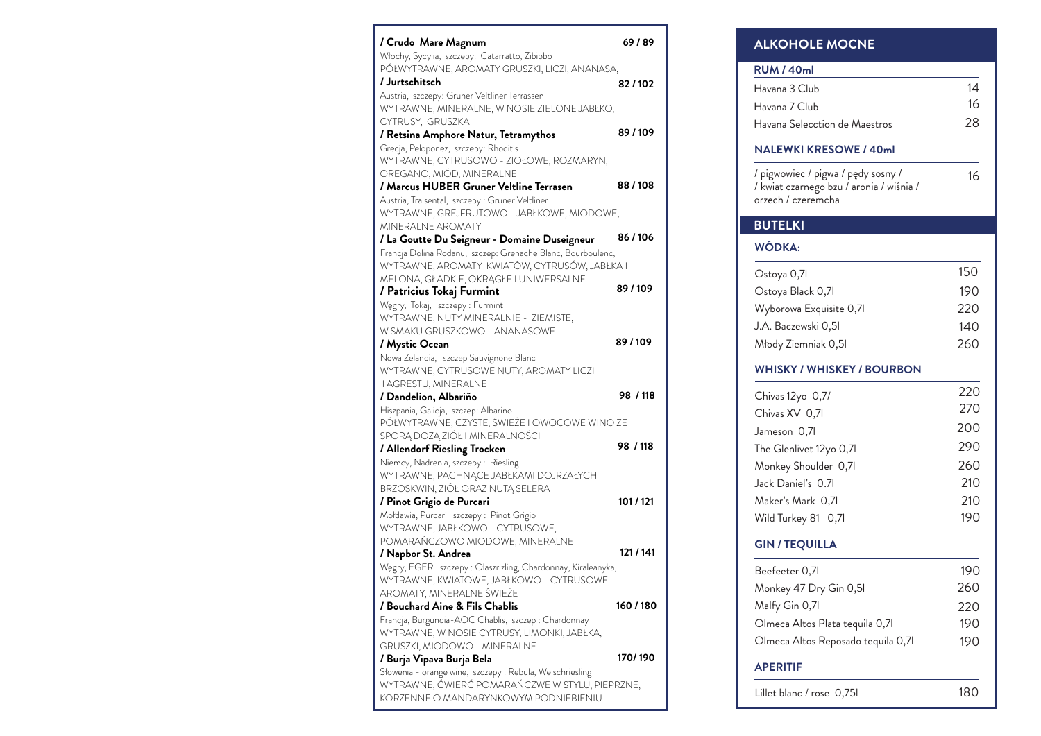**/ Crudo Mare Magnum** — 69 / 89
Włochy, Sycylia, szczepy: Catarratto, Zibibbo
PÓŁWYTRAWNE, AROMATY GRUSZKI, LICZI, ANANASA,

**/ Jurtschitsch** — 82 / 102
Austria, szczepy: Gruner Veltliner Terrassen
WYTRAWNE, MINERALNE, W NOSIE ZIELONE JABŁKO, CYTRUSY, GRUSZKA

**/ Retsina Amphore Natur, Tetramythos** — 89 / 109
Grecja, Peloponez, szczepy: Rhoditis
WYTRAWNE, CYTRUSOWO - ZIOŁOWE, ROZMARYN, OREGANO, MIÓD, MINERALNE

**/ Marcus HUBER Gruner Veltline Terrasen** — 88 / 108
Austria, Traisental, szczepy : Gruner Veltliner
WYTRAWNE, GREJFRUTOWO - JABŁKOWE, MIODOWE, MINERALNE AROMATY

**/ La Goutte Du Seigneur - Domaine Duseigneur** — 86 / 106
Francja Dolina Rodanu, szczep: Grenache Blanc, Bourboulenc,
WYTRAWNE, AROMATY KWIATÓW, CYTRUSÓW, JABŁKA I MELONA, GŁADKIE, OKRĄGŁE I UNIWERSALNE

**/ Patricius Tokaj Furmint** — 89 / 109
Węgry, Tokaj, szczepy : Furmint
WYTRAWNE, NUTY MINERALNIE - ZIEMISTE, W SMAKU GRUSZKOWO - ANANASOWE

**/ Mystic Ocean** — 89 / 109
Nowa Zelandia, szczep Sauvignone Blanc
WYTRAWNE, CYTRUSOWE NUTY, AROMATY LICZI I AGRESTU, MINERALNE

**/ Dandelion, Albariño** — 98 / 118
Hiszpania, Galicja, szczep: Albarino
PÓŁWYTRAWNE, CZYSTE, ŚWIEŻE I OWOCOWE WINO ZE SPORĄ DOZĄ ZIÓŁ I MINERALNOŚCI

**/ Allendorf Riesling Trocken** — 98 / 118
Niemcy, Nadrenia, szczepy : Riesling
WYTRAWNE, PACHNĄCE JABŁKAMI DOJRZAŁYCH BRZOSKWIN, ZIÓŁ ORAZ NUTĄ SELERA

**/ Pinot Grigio de Purcari** — 101 / 121
Mołdawia, Purcari szczepy : Pinot Grigio
WYTRAWNE, JABŁKOWO - CYTRUSOWE, POMARAŃCZOWO MIODOWE, MINERALNE

**/ Napbor St. Andrea** — 121 / 141
Węgry, EGER szczepy : Olaszrizling, Chardonnay, Kiraleanyka,
WYTRAWNE, KWIATOWE, JABŁKOWO - CYTRUSOWE AROMATY, MINERALNE ŚWIEŻE

**/ Bouchard Aine & Fils Chablis** — 160 / 180
Francja, Burgundia-AOC Chablis, szczep : Chardonnay
WYTRAWNE, W NOSIE CYTRUSY, LIMONKI, JABŁKA, GRUSZKI, MIODOWO - MINERALNE

**/ Burja Vipava Burja Bela** — 170/ 190
Słowenia - orange wine, szczepy : Rebula, Welschriesling
WYTRAWNE, ĆWIERĆ POMARAŃCZWE W STYLU, PIEPRZNE, KORZENNE O MANDARYNKOWYM PODNIEBIENIU

## ALKOHOLE MOCNE

### RUM / 40ml

| | |
|---|---|
| Havana 3 Club | 14 |
| Havana 7 Club | 16 |
| Havana Selecction de Maestros | 28 |

### NALEWKI KRESOWE / 40ml

| | |
|---|---|
| / pigwowiec / pigwa / pędy sosny / / kwiat czarnego bzu / aronia / wiśnia / orzech / czeremcha | 16 |

## BUTELKI

### WÓDKA:

| | |
|---|---|
| Ostoya 0,7l | 150 |
| Ostoya Black 0,7l | 190 |
| Wyborowa Exquisite 0,7l | 220 |
| J.A. Baczewski 0,5l | 140 |
| Młody Ziemniak 0,5l | 260 |

### WHISKY / WHISKEY / BOURBON

| | |
|---|---|
| Chivas 12yo 0,7/ | 220 |
| Chivas XV 0,7l | 270 |
| Jameson 0,7l | 200 |
| The Glenlivet 12yo 0,7l | 290 |
| Monkey Shoulder 0,7l | 260 |
| Jack Daniel's 0.7l | 210 |
| Maker's Mark 0,7l | 210 |
| Wild Turkey 81 0,7l | 190 |

### GIN / TEQUILLA

| | |
|---|---|
| Beefeeter 0,7l | 190 |
| Monkey 47 Dry Gin 0,5l | 260 |
| Malfy Gin 0,7l | 220 |
| Olmeca Altos Plata tequila 0,7l | 190 |
| Olmeca Altos Reposado tequila 0,7l | 190 |

### APERITIF

| | |
|---|---|
| Lillet blanc / rose 0,75l | 180 |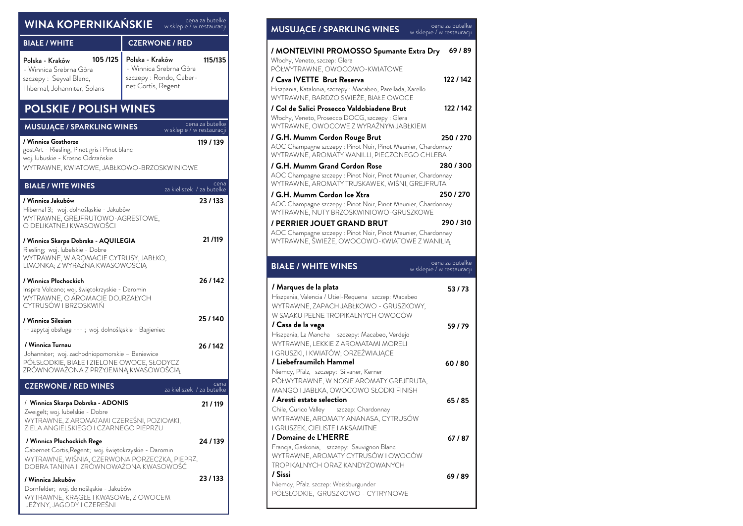# WINA KOPERNIKAŃSKIE

cena za butelke w sklepie / w restauracji

## BIAŁE / WHITE

**Polska - Kraków** 105 /125
- Winnica Srebrna Góra
szczepy : Seyval Blanc, Hibernal, Johanniter, Solaris

## CZERWONE / RED

**Polska - Kraków** 115/135
- Winnica Srebrna Góra
szczepy : Rondo, Cabernet Cortis, Regent

# POLSKIE / POLISH WINES

## MUSUJĄCE / SPARKLING WINES

cena za butelke w sklepie / w restauracji

**/ Winnica Gosthorze** 119 / 139
gostArt - Riesling, Pinot gris i Pinot blanc
woj. lubuskie - Krosno Odrzańskie
WYTRAWNE, KWIATOWE, JABŁKOWO-BRZOSKWINIOWE

## BIAŁE / WITE WINES

cena za kieliszek / za butelke

**/ Winnica Jakubów** 23 / 133
Hibernal 3; woj. dolnośląskie - Jakubów
WYTRAWNE, GREJFRUTOWO-AGRESTOWE, O DELIKATNEJ KWASOWOŚCI

**/ Winnica Skarpa Dobrska - AQUILEGIA** 21 /119
Riesling; woj. lubelskie - Dobre
WYTRAWNE, W AROMACIE CYTRUSY, JABŁKO, LIMONKA; Z WYRAŹNĄ KWASOWOŚCIĄ

**/ Winnica Płochockich** 26 / 142
Inspira Volcano; woj. świętokrzyskie - Daromin
WYTRAWNE, O AROMACIE DOJRZAŁYCH CYTRUSÓW I BRZOSKWIŃ

**/ Winnica Silesian** 25 / 140
-- zapytaj obsługę --- ; woj. dolnośląskie - Bagieniec

**/ Winnica Turnau** 26 / 142
Johanniter; woj. zachodniopomorskie – Baniewice
PÓŁSŁODKIE, BIAŁE I ZIELONE OWOCE, SŁODYCZ ZRÓWNOWAŻONA Z PRZYJEMNĄ KWASOWOŚCIĄ

## CZERWONE / RED WINES

cena za kieliszek / za butelke

**/ Winnica Skarpa Dobrska - ADONIS** 21 / 119
Zweigelt; woj. lubelskie - Dobre
WYTRAWNE, Z AROMATAMI CZEREŚNI, POZIOMKI, ZIELA ANGIELSKIEGO I CZARNEGO PIEPRZU

**/ Winnica Płochockich Rege** 24 / 139
Cabernet Cortis,Regent; woj. świętokrzyskie - Daromin
WYTRAWNE, WIŚNIA, CZERWONA PORZECZKA, PIEPRZ, DOBRA TANINA I ZRÓWNOWAŻONA KWASOWOŚĆ

**/ Winnica Jakubów** 23 / 133
Dornfelder; woj. dolnośląskie - Jakubów
WYTRAWNE, KRĄGŁE I KWASOWE, Z OWOCEM JEŻYNY, JAGODY I CZEREŚNI

## MUSUJĄCE / SPARKLING WINES

cena za butelke w sklepie / w restauracji

**/ MONTELVINI PROMOSSO Spumante Extra Dry** 69 / 89
Włochy, Veneto, szczep: Glera
PÓŁWYTRAWNE, OWOCOWO-KWIATOWE

**/ Cava IVETTE Brut Reserva** 122 / 142
Hiszpania, Katalonia, szczepy : Macabeo, Parellada, Xarello
WYTRAWNE, BARDZO ŚWIEŻE, BIAŁE OWOCE

**/ Col de Salici Prosecco Valdobiadene Brut** 122 / 142
Włochy, Veneto, Prosecco DOCG, szczepy : Glera
WYTRAWNE, OWOCOWE Z WYRAŹNYM JABŁKIEM

**/ G.H. Mumm Cordon Rouge Brut** 250 / 270
AOC Champagne szczepy : Pinot Noir, Pinot Meunier, Chardonnay
WYTRAWNE, AROMATY WANILLI, PIECZONEGO CHLEBA

**/ G.H. Mumm Grand Cordon Rose** 280 / 300
AOC Champagne szczepy : Pinot Noir, Pinot Meunier, Chardonnay
WYTRAWNE, AROMATY TRUSKAWEK, WIŚNI, GREJFRUTA

**/ G.H. Mumm Cordon Ice Xtra** 250 / 270
AOC Champagne szczepy : Pinot Noir, Pinot Meunier, Chardonnay
WYTRAWNE, NUTY BRZOSKWINIOWO-GRUSZKOWE

**/ PERRIER JOUET GRAND BRUT** 290 / 310
AOC Champagne szczepy : Pinot Noir, Pinot Meunier, Chardonnay
WYTRAWNE, ŚWIEŻE, OWOCOWO-KWIATOWE Z WANILIĄ

## BIAŁE / WHITE WINES

cena za butelke w sklepie / w restauracji

**/ Marques de la plata** 53 / 73
Hiszpania, Valencia / Utiel-Requena szczep: Macabeo
WYTRAWNE, ZAPACH JABŁKOWO - GRUSZKOWY, W SMAKU PEŁNE TROPIKALNYCH OWOCÓW

**/ Casa de la vega** 59 / 79
Hiszpania, La Mancha szczepy: Macabeo, Verdejo
WYTRAWNE, LEKKIE Z AROMATAMI MORELI I GRUSZKI, I KWIATÓW; ORZEŹWIAJĄCE

**/ Liebefraumilch Hammel** 60 / 80
Niemcy, Pfalz, szczepy: Silvaner, Kerner
PÓŁWYTRAWNE, W NOSIE AROMATY GREJFRUTA, MANGO I JABŁKA, OWOCOWO SŁODKI FINISH

**/ Aresti estate selection** 65 / 85
Chile, Curico Valley szczep: Chardonnay
WYTRAWNE, AROMATY ANANASA, CYTRUSÓW I GRUSZEK, CIELISTE I AKSAMITNE

**/ Domaine de L'HERRE** 67 / 87
Francja, Gaskonia, szczepy: Sauvignon Blanc
WYTRAWNE, AROMATY CYTRUSÓW I OWOCÓW TROPIKALNYCH ORAZ KANDYZOWANYCH

**/ Sissi** 69 / 89
Niemcy, Pfalz. szczep: Weissburgunder
PÓŁSŁODKIE, GRUSZKOWO - CYTRYNOWE